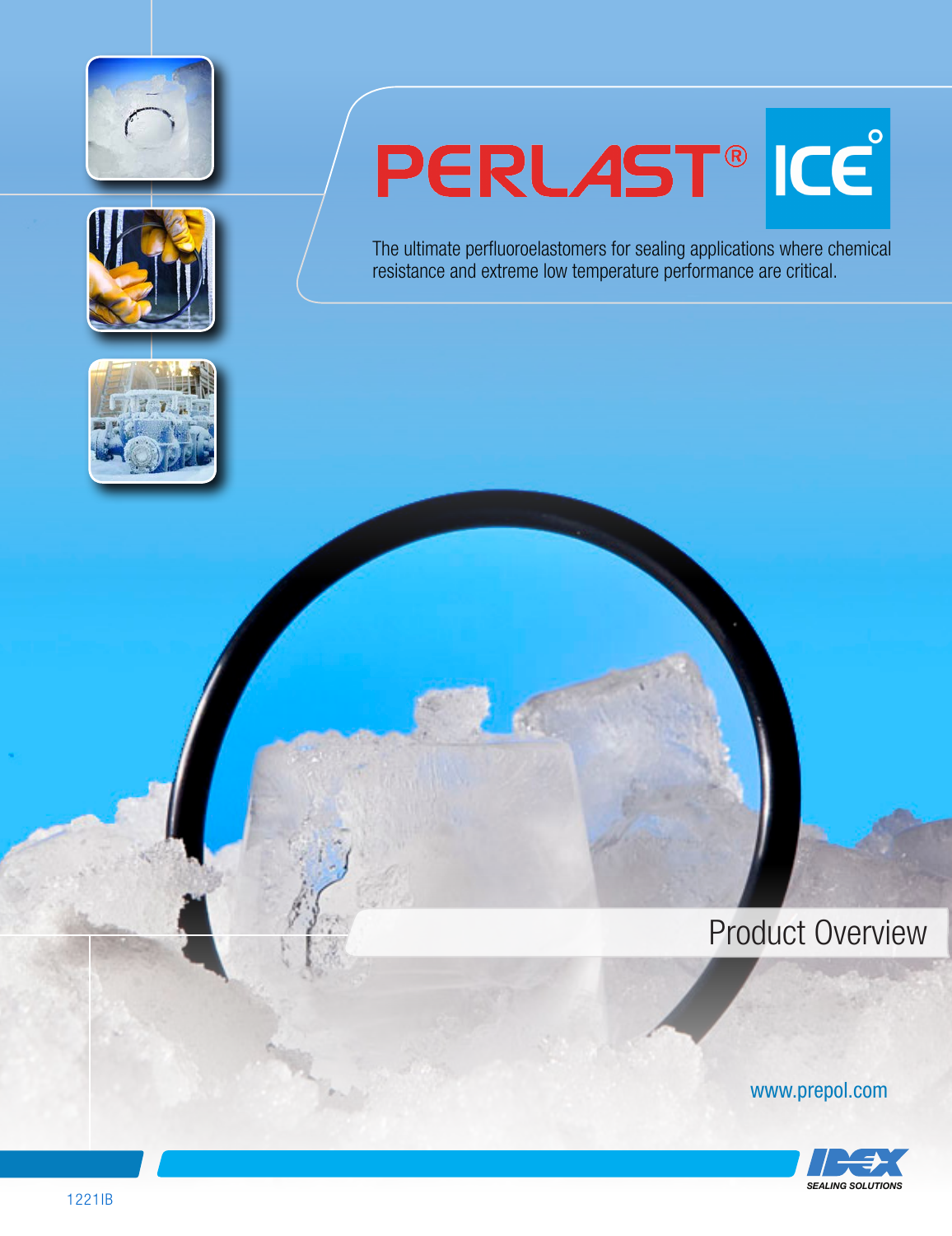# PERLAST® ICE°

The ultimate perfluoroelastomers for sealing applications where chemical resistance and extreme low temperature performance are critical.

## Product Overview

www.prepol.com

IDEX SEALING SOLUTIONS

1221IB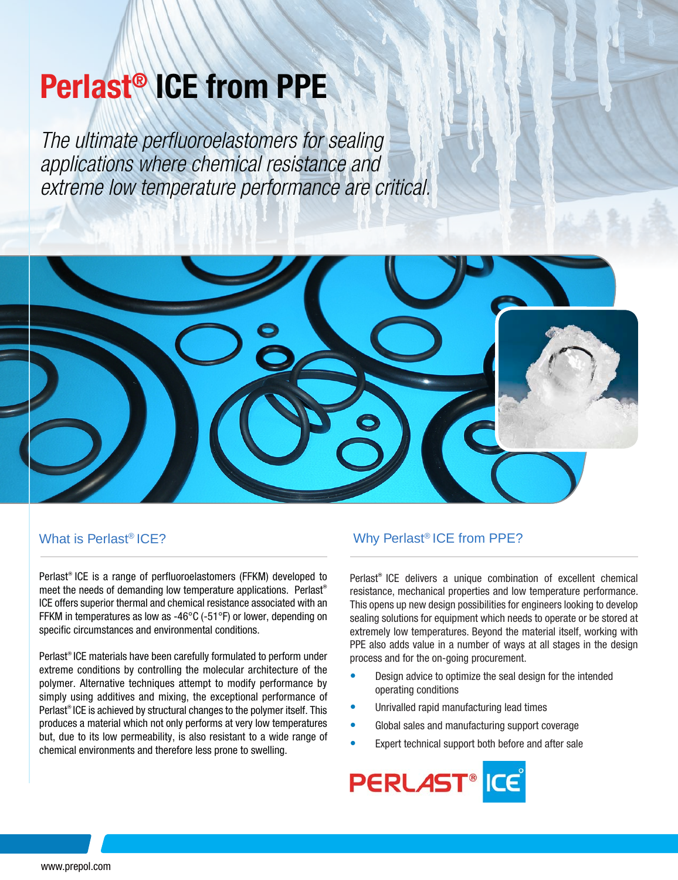# Perlast® ICE from PPE

*The ultimate perfluoroelastomers for sealing applications where chemical resistance and extreme low temperature performance are critical.*

## What is Perlast® ICE?

Perlast® ICE is a range of perfluoroelastomers (FFKM) developed to meet the needs of demanding low temperature applications. Perlast® ICE offers superior thermal and chemical resistance associated with an FFKM in temperatures as low as -46°C (-51°F) or lower, depending on specific circumstances and environmental conditions.

Perlast® ICE materials have been carefully formulated to perform under extreme conditions by controlling the molecular architecture of the polymer. Alternative techniques attempt to modify performance by simply using additives and mixing, the exceptional performance of Perlast® ICE is achieved by structural changes to the polymer itself. This produces a material which not only performs at very low temperatures but, due to its low permeability, is also resistant to a wide range of chemical environments and therefore less prone to swelling.

## Why Perlast® ICE from PPE?

Perlast® ICE delivers a unique combination of excellent chemical resistance, mechanical properties and low temperature performance. This opens up new design possibilities for engineers looking to develop sealing solutions for equipment which needs to operate or be stored at extremely low temperatures. Beyond the material itself, working with PPE also adds value in a number of ways at all stages in the design process and for the on-going procurement.

- Design advice to optimize the seal design for the intended operating conditions
- Unrivalled rapid manufacturing lead times
- Global sales and manufacturing support coverage
- Expert technical support both before and after sale

PERLAST® ICE

www.prepol.com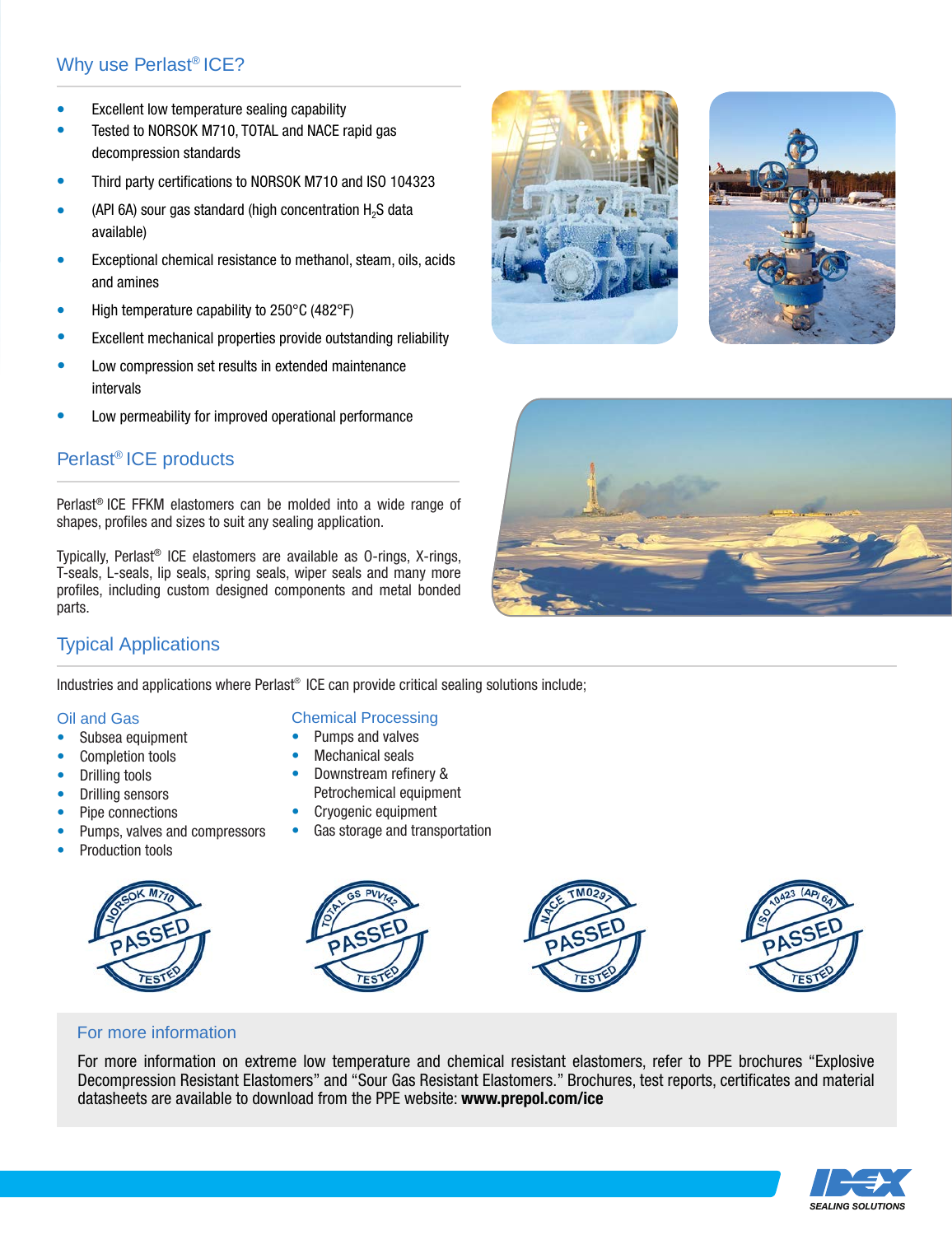## Why use Perlast® ICE?

- Excellent low temperature sealing capability
- Tested to NORSOK M710, TOTAL and NACE rapid gas decompression standards
- Third party certifications to NORSOK M710 and ISO 104323
- (API 6A) sour gas standard (high concentration $H_2S$ data available)
- Exceptional chemical resistance to methanol, steam, oils, acids and amines
- High temperature capability to 250°C (482°F)
- Excellent mechanical properties provide outstanding reliability
- Low compression set results in extended maintenance intervals
- Low permeability for improved operational performance

## Perlast® ICE products

Perlast® ICE FFKM elastomers can be molded into a wide range of shapes, profiles and sizes to suit any sealing application.

Typically, Perlast® ICE elastomers are available as O-rings, X-rings, T-seals, L-seals, lip seals, spring seals, wiper seals and many more profiles, including custom designed components and metal bonded parts.

## Typical Applications

Industries and applications where Perlast® ICE can provide critical sealing solutions include;

### Oil and Gas

- Subsea equipment
- Completion tools
- Drilling tools
- Drilling sensors
- Pipe connections
- Pumps, valves and compressors
- Production tools

### Chemical Processing

- Pumps and valves
- Mechanical seals
- Downstream refinery & Petrochemical equipment
- Cryogenic equipment
- Gas storage and transportation

NORSOK M710 PASSED TESTED

TOTAL GS PVV142 PASSED TESTED

NACE TM0297 PASSED TESTED

ISO 10423 (API 6A) PASSED TESTED

### For more information

For more information on extreme low temperature and chemical resistant elastomers, refer to PPE brochures “Explosive Decompression Resistant Elastomers” and “Sour Gas Resistant Elastomers.” Brochures, test reports, certificates and material datasheets are available to download from the PPE website: **www.prepol.com/ice**

IDEX SEALING SOLUTIONS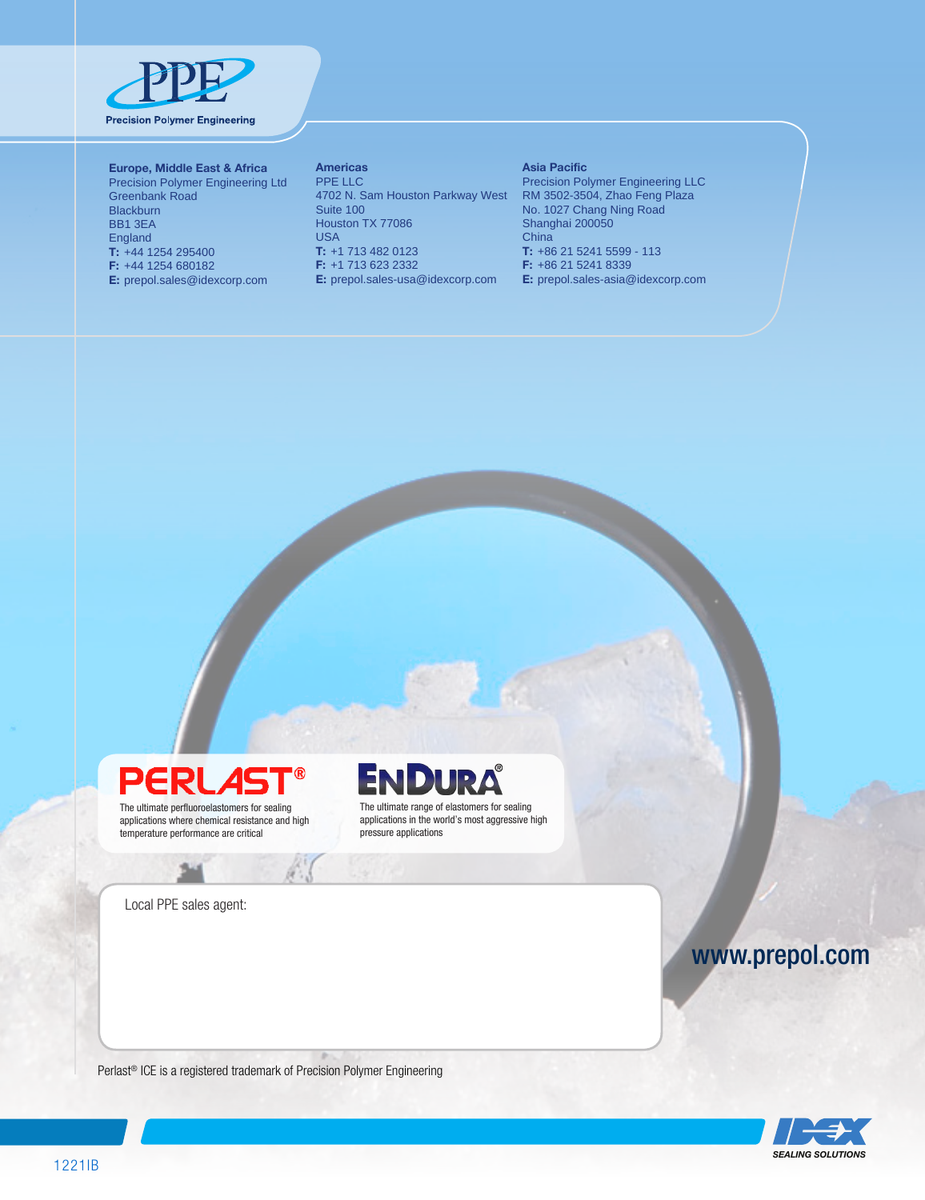PPE

Precision Polymer Engineering

**Europe, Middle East & Africa**
Precision Polymer Engineering Ltd
Greenbank Road
Blackburn
BB1 3EA
England
**T:** +44 1254 295400
**F:** +44 1254 680182
**E:** prepol.sales@idexcorp.com

**Americas**
PPE LLC
4702 N. Sam Houston Parkway West
Suite 100
Houston TX 77086
USA
**T:** +1 713 482 0123
**F:** +1 713 623 2332
**E:** prepol.sales-usa@idexcorp.com

**Asia Pacific**
Precision Polymer Engineering LLC
RM 3502-3504, Zhao Feng Plaza
No. 1027 Chang Ning Road
Shanghai 200050
China
**T:** +86 21 5241 5599 - 113
**F:** +86 21 5241 8339
**E:** prepol.sales-asia@idexcorp.com

PERLAST®

The ultimate perfluoroelastomers for sealing applications where chemical resistance and high temperature performance are critical

ENDURA®

The ultimate range of elastomers for sealing applications in the world's most aggressive high pressure applications

Local PPE sales agent:

www.prepol.com

Perlast® ICE is a registered trademark of Precision Polymer Engineering

IDEX SEALING SOLUTIONS

1221IB